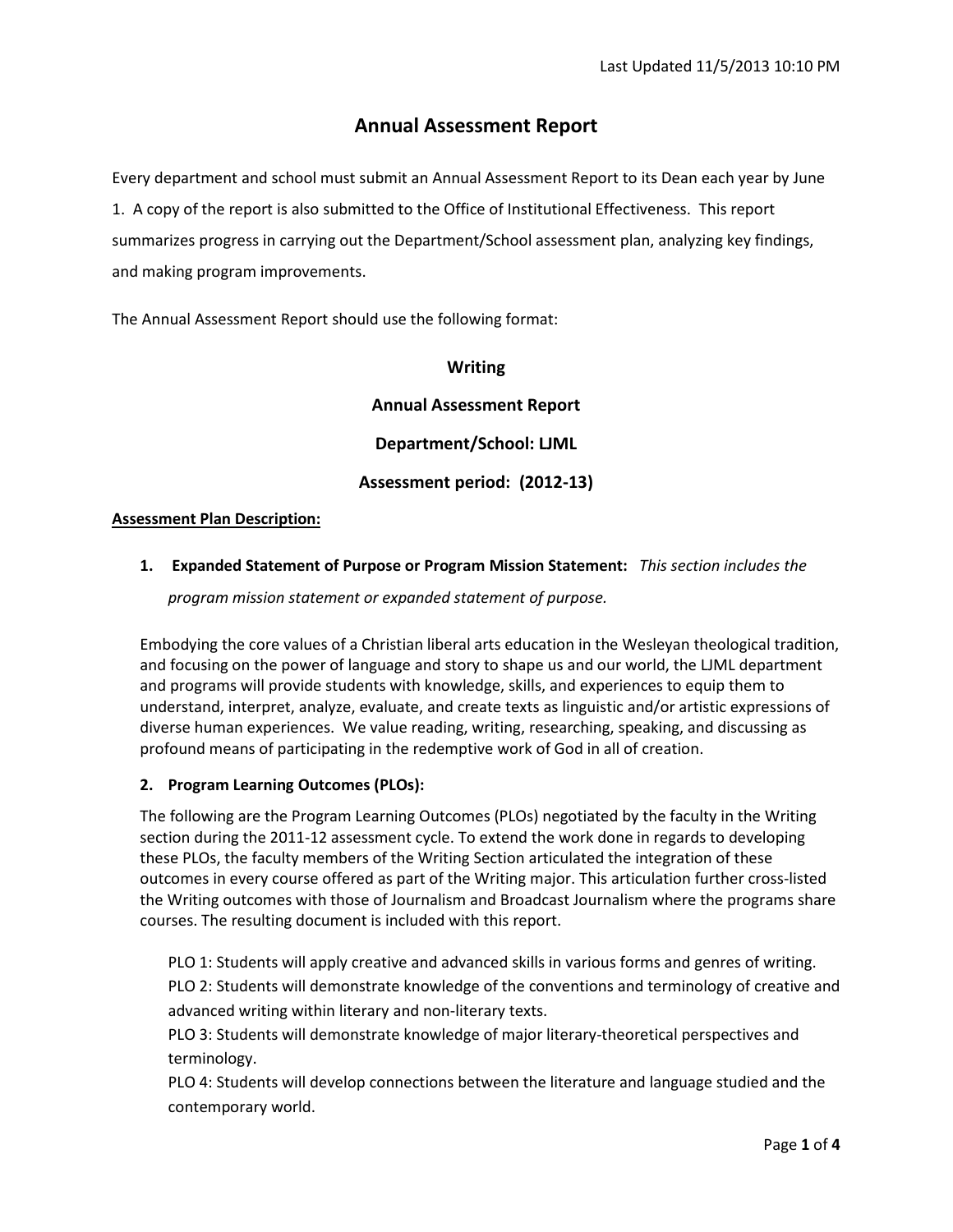Last Updated 11/5/2013 10:10 PM

# Annual Assessment Report

Every department and school must submit an Annual Assessment Report to its Dean each year by June 1. A copy of the report is also submitted to the Office of Institutional Effectiveness. This report summarizes progress in carrying out the Department/School assessment plan, analyzing key findings, and making program improvements.

The Annual Assessment Report should use the following format:

**Writing**

**Annual Assessment Report**

**Department/School: LJML**

**Assessment period: (2012-13)**

**Assessment Plan Description:**

1. **Expanded Statement of Purpose or Program Mission Statement:** *This section includes the program mission statement or expanded statement of purpose.*

Embodying the core values of a Christian liberal arts education in the Wesleyan theological tradition, and focusing on the power of language and story to shape us and our world, the LJML department and programs will provide students with knowledge, skills, and experiences to equip them to understand, interpret, analyze, evaluate, and create texts as linguistic and/or artistic expressions of diverse human experiences. We value reading, writing, researching, speaking, and discussing as profound means of participating in the redemptive work of God in all of creation.

2. **Program Learning Outcomes (PLOs):**

The following are the Program Learning Outcomes (PLOs) negotiated by the faculty in the Writing section during the 2011-12 assessment cycle. To extend the work done in regards to developing these PLOs, the faculty members of the Writing Section articulated the integration of these outcomes in every course offered as part of the Writing major. This articulation further cross-listed the Writing outcomes with those of Journalism and Broadcast Journalism where the programs share courses. The resulting document is included with this report.

PLO 1: Students will apply creative and advanced skills in various forms and genres of writing.

PLO 2: Students will demonstrate knowledge of the conventions and terminology of creative and advanced writing within literary and non-literary texts.

PLO 3: Students will demonstrate knowledge of major literary-theoretical perspectives and terminology.

PLO 4: Students will develop connections between the literature and language studied and the contemporary world.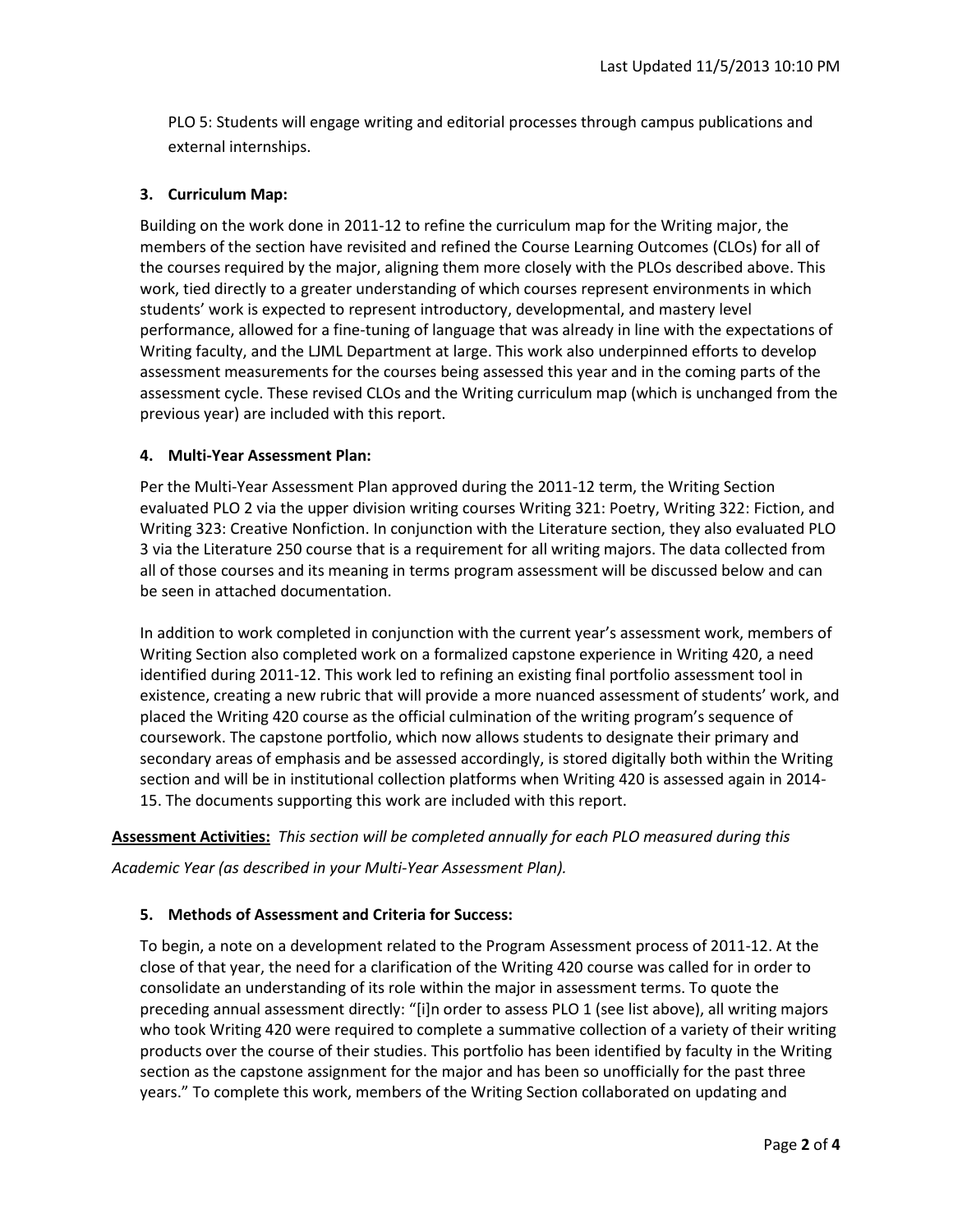PLO 5: Students will engage writing and editorial processes through campus publications and external internships.

### 3. Curriculum Map:

Building on the work done in 2011-12 to refine the curriculum map for the Writing major, the members of the section have revisited and refined the Course Learning Outcomes (CLOs) for all of the courses required by the major, aligning them more closely with the PLOs described above. This work, tied directly to a greater understanding of which courses represent environments in which students' work is expected to represent introductory, developmental, and mastery level performance, allowed for a fine-tuning of language that was already in line with the expectations of Writing faculty, and the LJML Department at large. This work also underpinned efforts to develop assessment measurements for the courses being assessed this year and in the coming parts of the assessment cycle. These revised CLOs and the Writing curriculum map (which is unchanged from the previous year) are included with this report.

### 4. Multi-Year Assessment Plan:

Per the Multi-Year Assessment Plan approved during the 2011-12 term, the Writing Section evaluated PLO 2 via the upper division writing courses Writing 321: Poetry, Writing 322: Fiction, and Writing 323: Creative Nonfiction. In conjunction with the Literature section, they also evaluated PLO 3 via the Literature 250 course that is a requirement for all writing majors. The data collected from all of those courses and its meaning in terms program assessment will be discussed below and can be seen in attached documentation.

In addition to work completed in conjunction with the current year's assessment work, members of Writing Section also completed work on a formalized capstone experience in Writing 420, a need identified during 2011-12. This work led to refining an existing final portfolio assessment tool in existence, creating a new rubric that will provide a more nuanced assessment of students' work, and placed the Writing 420 course as the official culmination of the writing program's sequence of coursework. The capstone portfolio, which now allows students to designate their primary and secondary areas of emphasis and be assessed accordingly, is stored digitally both within the Writing section and will be in institutional collection platforms when Writing 420 is assessed again in 2014-15. The documents supporting this work are included with this report.

**Assessment Activities:** *This section will be completed annually for each PLO measured during this Academic Year (as described in your Multi-Year Assessment Plan).*

### 5. Methods of Assessment and Criteria for Success:

To begin, a note on a development related to the Program Assessment process of 2011-12. At the close of that year, the need for a clarification of the Writing 420 course was called for in order to consolidate an understanding of its role within the major in assessment terms. To quote the preceding annual assessment directly: "[i]n order to assess PLO 1 (see list above), all writing majors who took Writing 420 were required to complete a summative collection of a variety of their writing products over the course of their studies. This portfolio has been identified by faculty in the Writing section as the capstone assignment for the major and has been so unofficially for the past three years." To complete this work, members of the Writing Section collaborated on updating and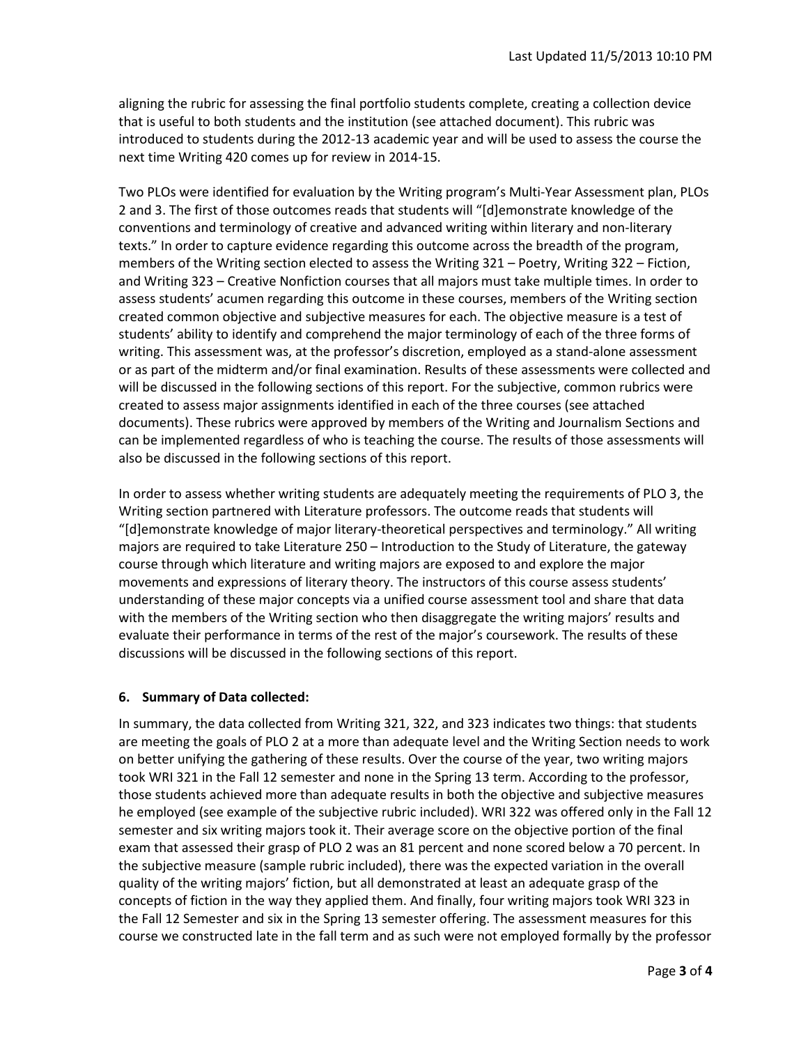aligning the rubric for assessing the final portfolio students complete, creating a collection device that is useful to both students and the institution (see attached document). This rubric was introduced to students during the 2012-13 academic year and will be used to assess the course the next time Writing 420 comes up for review in 2014-15.

Two PLOs were identified for evaluation by the Writing program's Multi-Year Assessment plan, PLOs 2 and 3. The first of those outcomes reads that students will "[d]emonstrate knowledge of the conventions and terminology of creative and advanced writing within literary and non-literary texts." In order to capture evidence regarding this outcome across the breadth of the program, members of the Writing section elected to assess the Writing 321 – Poetry, Writing 322 – Fiction, and Writing 323 – Creative Nonfiction courses that all majors must take multiple times. In order to assess students' acumen regarding this outcome in these courses, members of the Writing section created common objective and subjective measures for each. The objective measure is a test of students' ability to identify and comprehend the major terminology of each of the three forms of writing. This assessment was, at the professor's discretion, employed as a stand-alone assessment or as part of the midterm and/or final examination. Results of these assessments were collected and will be discussed in the following sections of this report. For the subjective, common rubrics were created to assess major assignments identified in each of the three courses (see attached documents). These rubrics were approved by members of the Writing and Journalism Sections and can be implemented regardless of who is teaching the course. The results of those assessments will also be discussed in the following sections of this report.

In order to assess whether writing students are adequately meeting the requirements of PLO 3, the Writing section partnered with Literature professors. The outcome reads that students will "[d]emonstrate knowledge of major literary-theoretical perspectives and terminology." All writing majors are required to take Literature 250 – Introduction to the Study of Literature, the gateway course through which literature and writing majors are exposed to and explore the major movements and expressions of literary theory. The instructors of this course assess students' understanding of these major concepts via a unified course assessment tool and share that data with the members of the Writing section who then disaggregate the writing majors' results and evaluate their performance in terms of the rest of the major's coursework. The results of these discussions will be discussed in the following sections of this report.

## 6. Summary of Data collected:

In summary, the data collected from Writing 321, 322, and 323 indicates two things: that students are meeting the goals of PLO 2 at a more than adequate level and the Writing Section needs to work on better unifying the gathering of these results. Over the course of the year, two writing majors took WRI 321 in the Fall 12 semester and none in the Spring 13 term. According to the professor, those students achieved more than adequate results in both the objective and subjective measures he employed (see example of the subjective rubric included). WRI 322 was offered only in the Fall 12 semester and six writing majors took it. Their average score on the objective portion of the final exam that assessed their grasp of PLO 2 was an 81 percent and none scored below a 70 percent. In the subjective measure (sample rubric included), there was the expected variation in the overall quality of the writing majors' fiction, but all demonstrated at least an adequate grasp of the concepts of fiction in the way they applied them. And finally, four writing majors took WRI 323 in the Fall 12 Semester and six in the Spring 13 semester offering. The assessment measures for this course we constructed late in the fall term and as such were not employed formally by the professor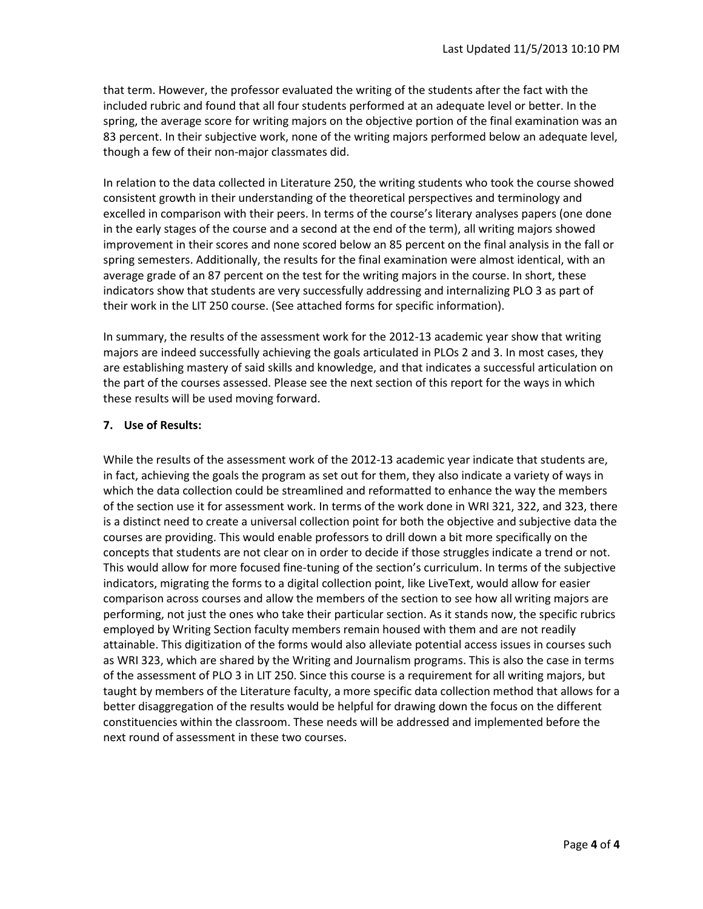that term. However, the professor evaluated the writing of the students after the fact with the included rubric and found that all four students performed at an adequate level or better. In the spring, the average score for writing majors on the objective portion of the final examination was an 83 percent. In their subjective work, none of the writing majors performed below an adequate level, though a few of their non-major classmates did.

In relation to the data collected in Literature 250, the writing students who took the course showed consistent growth in their understanding of the theoretical perspectives and terminology and excelled in comparison with their peers. In terms of the course's literary analyses papers (one done in the early stages of the course and a second at the end of the term), all writing majors showed improvement in their scores and none scored below an 85 percent on the final analysis in the fall or spring semesters. Additionally, the results for the final examination were almost identical, with an average grade of an 87 percent on the test for the writing majors in the course. In short, these indicators show that students are very successfully addressing and internalizing PLO 3 as part of their work in the LIT 250 course. (See attached forms for specific information).

In summary, the results of the assessment work for the 2012-13 academic year show that writing majors are indeed successfully achieving the goals articulated in PLOs 2 and 3. In most cases, they are establishing mastery of said skills and knowledge, and that indicates a successful articulation on the part of the courses assessed. Please see the next section of this report for the ways in which these results will be used moving forward.

## 7. Use of Results:

While the results of the assessment work of the 2012-13 academic year indicate that students are, in fact, achieving the goals the program as set out for them, they also indicate a variety of ways in which the data collection could be streamlined and reformatted to enhance the way the members of the section use it for assessment work. In terms of the work done in WRI 321, 322, and 323, there is a distinct need to create a universal collection point for both the objective and subjective data the courses are providing. This would enable professors to drill down a bit more specifically on the concepts that students are not clear on in order to decide if those struggles indicate a trend or not. This would allow for more focused fine-tuning of the section's curriculum. In terms of the subjective indicators, migrating the forms to a digital collection point, like LiveText, would allow for easier comparison across courses and allow the members of the section to see how all writing majors are performing, not just the ones who take their particular section. As it stands now, the specific rubrics employed by Writing Section faculty members remain housed with them and are not readily attainable. This digitization of the forms would also alleviate potential access issues in courses such as WRI 323, which are shared by the Writing and Journalism programs. This is also the case in terms of the assessment of PLO 3 in LIT 250. Since this course is a requirement for all writing majors, but taught by members of the Literature faculty, a more specific data collection method that allows for a better disaggregation of the results would be helpful for drawing down the focus on the different constituencies within the classroom. These needs will be addressed and implemented before the next round of assessment in these two courses.